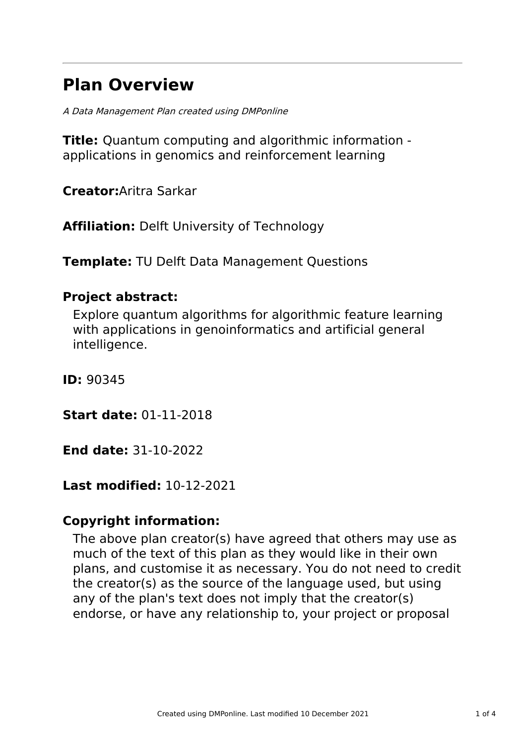# Plan Overview

*A Data Management Plan created using DMPonline*

**Title:** Quantum computing and algorithmic information - applications in genomics and reinforcement learning

**Creator:**Aritra Sarkar

**Affiliation:** Delft University of Technology

**Template:** TU Delft Data Management Questions

**Project abstract:**

Explore quantum algorithms for algorithmic feature learning with applications in genoinformatics and artificial general intelligence.

**ID:** 90345

**Start date:** 01-11-2018

**End date:** 31-10-2022

**Last modified:** 10-12-2021

**Copyright information:**

The above plan creator(s) have agreed that others may use as much of the text of this plan as they would like in their own plans, and customise it as necessary. You do not need to credit the creator(s) as the source of the language used, but using any of the plan's text does not imply that the creator(s) endorse, or have any relationship to, your project or proposal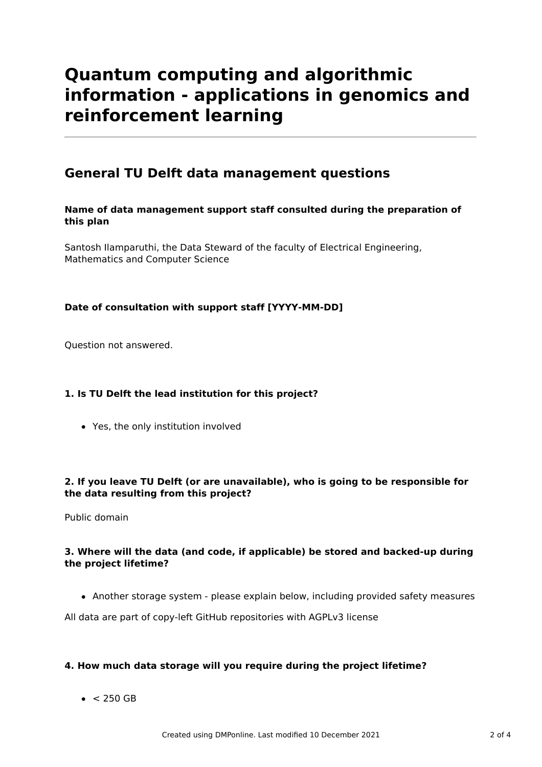# Quantum computing and algorithmic information - applications in genomics and reinforcement learning

---

## General TU Delft data management questions

**Name of data management support staff consulted during the preparation of this plan**

Santosh Ilamparuthi, the Data Steward of the faculty of Electrical Engineering, Mathematics and Computer Science

**Date of consultation with support staff [YYYY-MM-DD]**

Question not answered.

**1. Is TU Delft the lead institution for this project?**

- Yes, the only institution involved

**2. If you leave TU Delft (or are unavailable), who is going to be responsible for the data resulting from this project?**

Public domain

**3. Where will the data (and code, if applicable) be stored and backed-up during the project lifetime?**

- Another storage system - please explain below, including provided safety measures

All data are part of copy-left GitHub repositories with AGPLv3 license

**4. How much data storage will you require during the project lifetime?**

- < 250 GB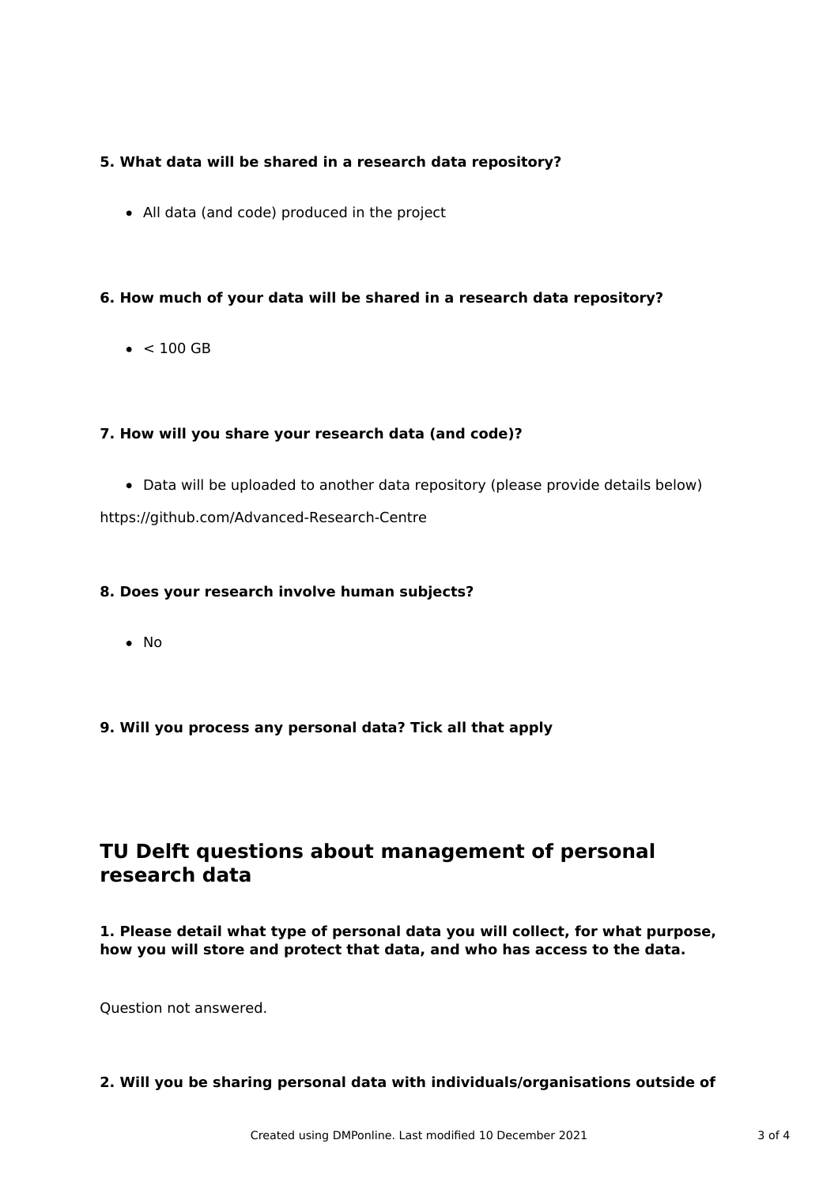**5. What data will be shared in a research data repository?**

- All data (and code) produced in the project

**6. How much of your data will be shared in a research data repository?**

- < 100 GB

**7. How will you share your research data (and code)?**

- Data will be uploaded to another data repository (please provide details below)

https://github.com/Advanced-Research-Centre

**8. Does your research involve human subjects?**

- No

**9. Will you process any personal data? Tick all that apply**

## TU Delft questions about management of personal research data

**1. Please detail what type of personal data you will collect, for what purpose, how you will store and protect that data, and who has access to the data.**

Question not answered.

**2. Will you be sharing personal data with individuals/organisations outside of**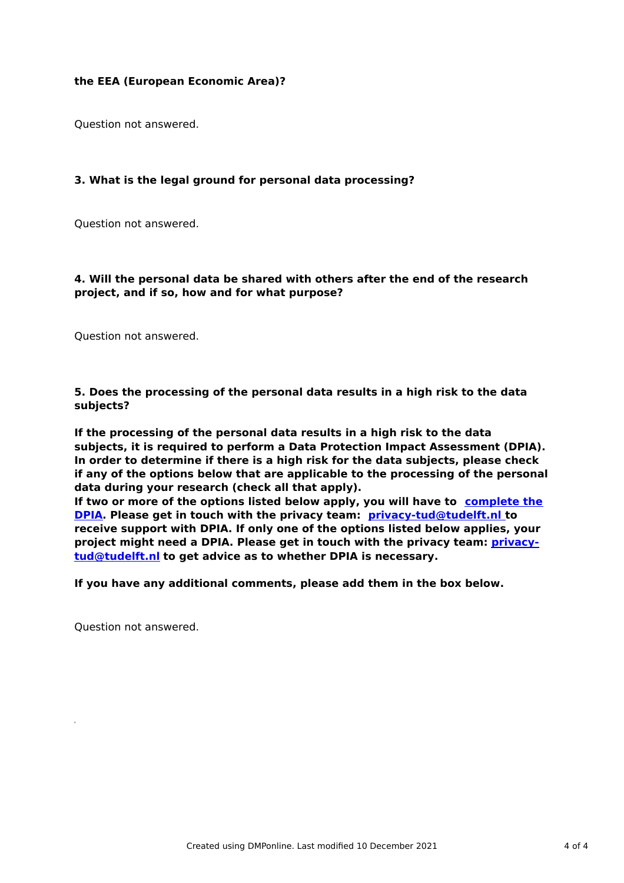**the EEA (European Economic Area)?**

Question not answered.

**3. What is the legal ground for personal data processing?**

Question not answered.

**4. Will the personal data be shared with others after the end of the research project, and if so, how and for what purpose?**

Question not answered.

**5. Does the processing of the personal data results in a high risk to the data subjects?**

**If the processing of the personal data results in a high risk to the data subjects, it is required to perform a Data Protection Impact Assessment (DPIA). In order to determine if there is a high risk for the data subjects, please check if any of the options below that are applicable to the processing of the personal data during your research (check all that apply).**
**If two or more of the options listed below apply, you will have to [complete the DPIA](). Please get in touch with the privacy team: [privacy-tud@tudelft.nl]() to receive support with DPIA. If only one of the options listed below applies, your project might need a DPIA. Please get in touch with the privacy team: [privacy-tud@tudelft.nl]() to get advice as to whether DPIA is necessary.**

**If you have any additional comments, please add them in the box below.**

Question not answered.